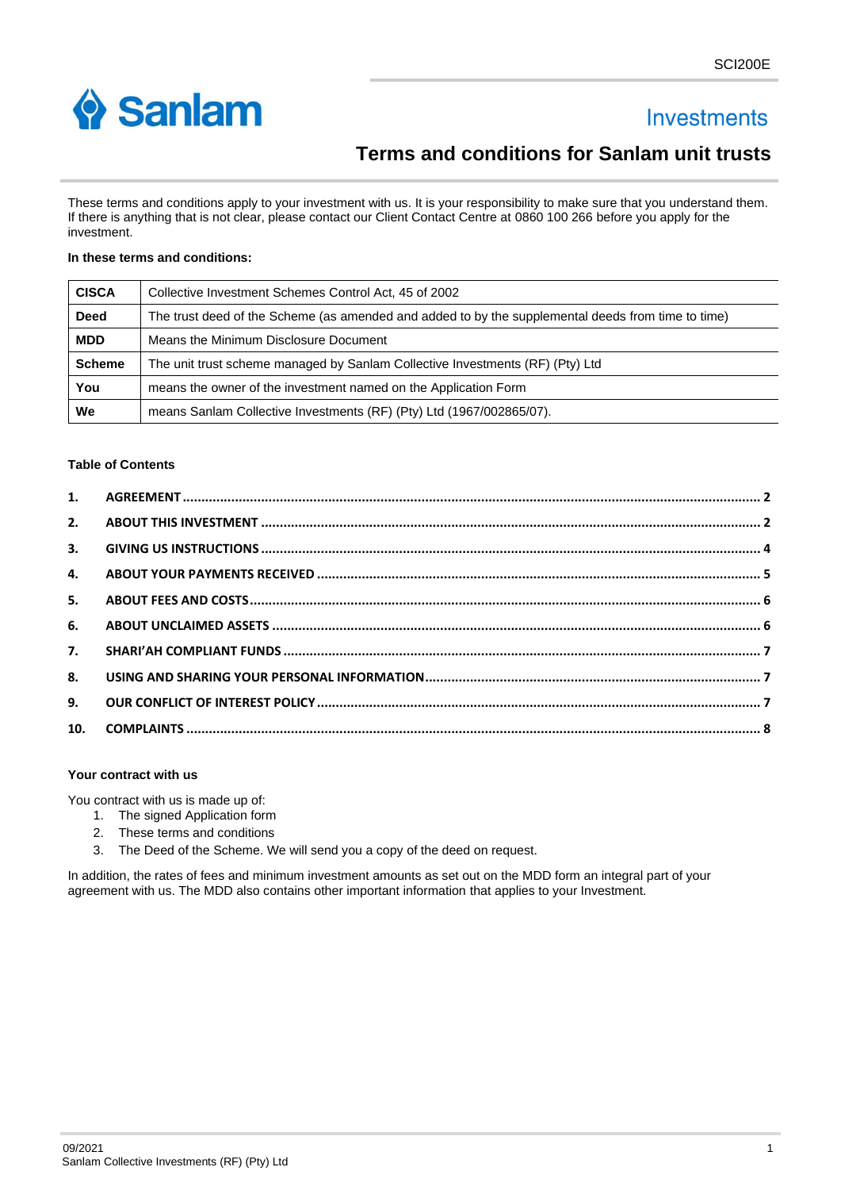SCI200E

Sanlam

Investments

# Terms and conditions for Sanlam unit trusts

These terms and conditions apply to your investment with us. It is your responsibility to make sure that you understand them. If there is anything that is not clear, please contact our Client Contact Centre at 0860 100 266 before you apply for the investment.

**In these terms and conditions:**

| | |
|---|---|
| **CISCA** | Collective Investment Schemes Control Act, 45 of 2002 |
| **Deed** | The trust deed of the Scheme (as amended and added to by the supplemental deeds from time to time) |
| **MDD** | Means the Minimum Disclosure Document |
| **Scheme** | The unit trust scheme managed by Sanlam Collective Investments (RF) (Pty) Ltd |
| **You** | means the owner of the investment named on the Application Form |
| **We** | means Sanlam Collective Investments (RF) (Pty) Ltd (1967/002865/07). |

**Table of Contents**

1. AGREEMENT ..... 2
2. ABOUT THIS INVESTMENT ..... 2
3. GIVING US INSTRUCTIONS ..... 4
4. ABOUT YOUR PAYMENTS RECEIVED ..... 5
5. ABOUT FEES AND COSTS ..... 6
6. ABOUT UNCLAIMED ASSETS ..... 6
7. SHARI'AH COMPLIANT FUNDS ..... 7
8. USING AND SHARING YOUR PERSONAL INFORMATION ..... 7
9. OUR CONFLICT OF INTEREST POLICY ..... 7
10. COMPLAINTS ..... 8

**Your contract with us**

You contract with us is made up of:

1. The signed Application form
2. These terms and conditions
3. The Deed of the Scheme. We will send you a copy of the deed on request.

In addition, the rates of fees and minimum investment amounts as set out on the MDD form an integral part of your agreement with us. The MDD also contains other important information that applies to your Investment.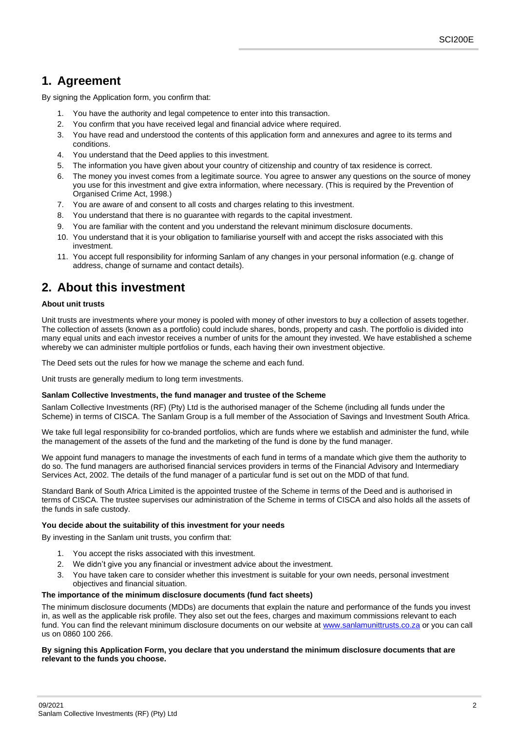## 1. Agreement

By signing the Application form, you confirm that:

1. You have the authority and legal competence to enter into this transaction.
2. You confirm that you have received legal and financial advice where required.
3. You have read and understood the contents of this application form and annexures and agree to its terms and conditions.
4. You understand that the Deed applies to this investment.
5. The information you have given about your country of citizenship and country of tax residence is correct.
6. The money you invest comes from a legitimate source. You agree to answer any questions on the source of money you use for this investment and give extra information, where necessary. (This is required by the Prevention of Organised Crime Act, 1998.)
7. You are aware of and consent to all costs and charges relating to this investment.
8. You understand that there is no guarantee with regards to the capital investment.
9. You are familiar with the content and you understand the relevant minimum disclosure documents.
10. You understand that it is your obligation to familiarise yourself with and accept the risks associated with this investment.
11. You accept full responsibility for informing Sanlam of any changes in your personal information (e.g. change of address, change of surname and contact details).

## 2. About this investment

**About unit trusts**

Unit trusts are investments where your money is pooled with money of other investors to buy a collection of assets together. The collection of assets (known as a portfolio) could include shares, bonds, property and cash. The portfolio is divided into many equal units and each investor receives a number of units for the amount they invested. We have established a scheme whereby we can administer multiple portfolios or funds, each having their own investment objective.

The Deed sets out the rules for how we manage the scheme and each fund.

Unit trusts are generally medium to long term investments.

**Sanlam Collective Investments, the fund manager and trustee of the Scheme**

Sanlam Collective Investments (RF) (Pty) Ltd is the authorised manager of the Scheme (including all funds under the Scheme) in terms of CISCA. The Sanlam Group is a full member of the Association of Savings and Investment South Africa.

We take full legal responsibility for co-branded portfolios, which are funds where we establish and administer the fund, while the management of the assets of the fund and the marketing of the fund is done by the fund manager.

We appoint fund managers to manage the investments of each fund in terms of a mandate which give them the authority to do so. The fund managers are authorised financial services providers in terms of the Financial Advisory and Intermediary Services Act, 2002. The details of the fund manager of a particular fund is set out on the MDD of that fund.

Standard Bank of South Africa Limited is the appointed trustee of the Scheme in terms of the Deed and is authorised in terms of CISCA. The trustee supervises our administration of the Scheme in terms of CISCA and also holds all the assets of the funds in safe custody.

**You decide about the suitability of this investment for your needs**

By investing in the Sanlam unit trusts, you confirm that:

1. You accept the risks associated with this investment.
2. We didn't give you any financial or investment advice about the investment.
3. You have taken care to consider whether this investment is suitable for your own needs, personal investment objectives and financial situation.

**The importance of the minimum disclosure documents (fund fact sheets)**

The minimum disclosure documents (MDDs) are documents that explain the nature and performance of the funds you invest in, as well as the applicable risk profile. They also set out the fees, charges and maximum commissions relevant to each fund. You can find the relevant minimum disclosure documents on our website at www.sanlamunittrusts.co.za or you can call us on 0860 100 266.

**By signing this Application Form, you declare that you understand the minimum disclosure documents that are relevant to the funds you choose.**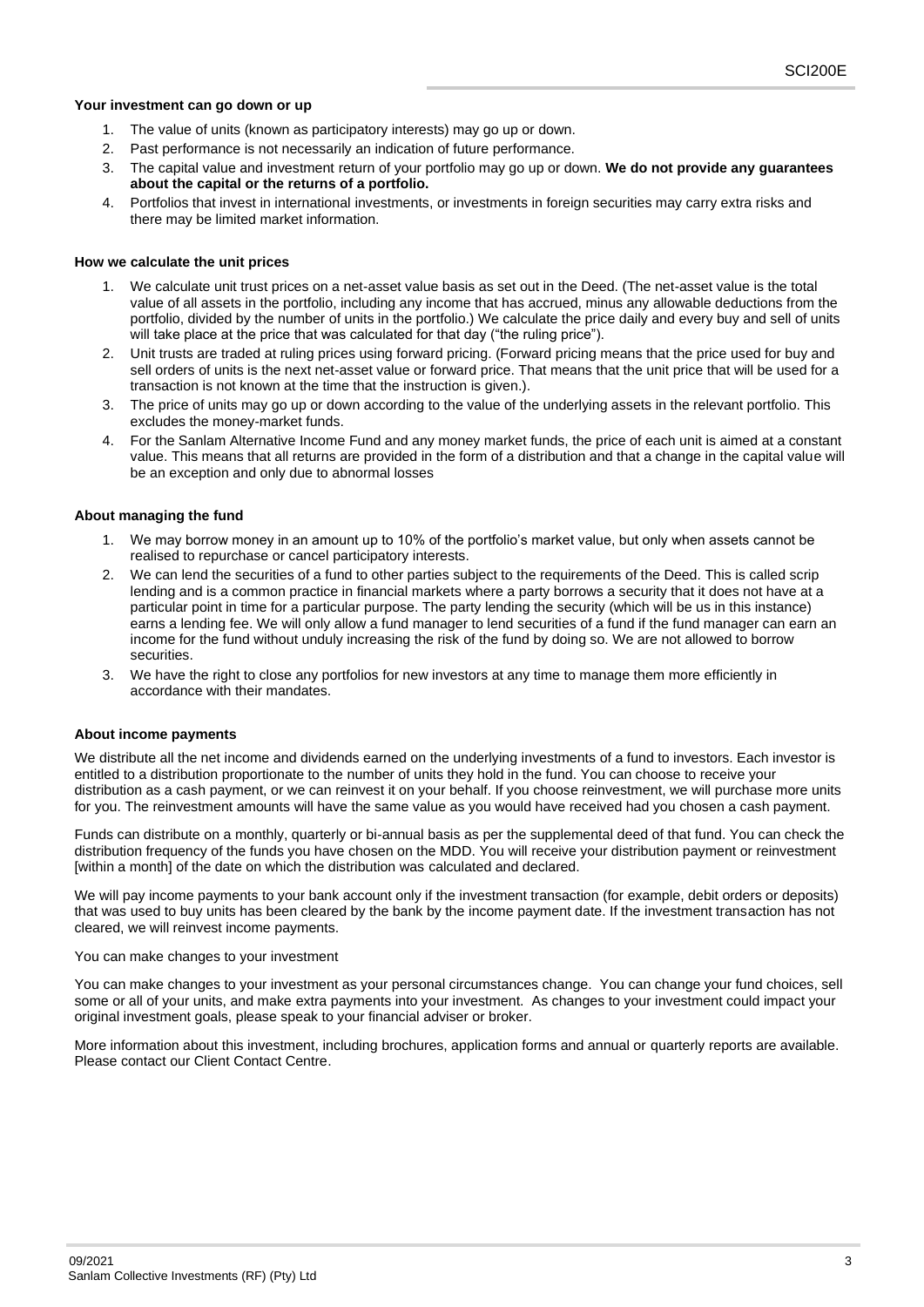**Your investment can go down or up**

1. The value of units (known as participatory interests) may go up or down.
2. Past performance is not necessarily an indication of future performance.
3. The capital value and investment return of your portfolio may go up or down. **We do not provide any guarantees about the capital or the returns of a portfolio.**
4. Portfolios that invest in international investments, or investments in foreign securities may carry extra risks and there may be limited market information.

**How we calculate the unit prices**

1. We calculate unit trust prices on a net-asset value basis as set out in the Deed. (The net-asset value is the total value of all assets in the portfolio, including any income that has accrued, minus any allowable deductions from the portfolio, divided by the number of units in the portfolio.) We calculate the price daily and every buy and sell of units will take place at the price that was calculated for that day ("the ruling price").
2. Unit trusts are traded at ruling prices using forward pricing. (Forward pricing means that the price used for buy and sell orders of units is the next net-asset value or forward price. That means that the unit price that will be used for a transaction is not known at the time that the instruction is given.).
3. The price of units may go up or down according to the value of the underlying assets in the relevant portfolio. This excludes the money-market funds.
4. For the Sanlam Alternative Income Fund and any money market funds, the price of each unit is aimed at a constant value. This means that all returns are provided in the form of a distribution and that a change in the capital value will be an exception and only due to abnormal losses

**About managing the fund**

1. We may borrow money in an amount up to 10% of the portfolio's market value, but only when assets cannot be realised to repurchase or cancel participatory interests.
2. We can lend the securities of a fund to other parties subject to the requirements of the Deed. This is called scrip lending and is a common practice in financial markets where a party borrows a security that it does not have at a particular point in time for a particular purpose. The party lending the security (which will be us in this instance) earns a lending fee. We will only allow a fund manager to lend securities of a fund if the fund manager can earn an income for the fund without unduly increasing the risk of the fund by doing so. We are not allowed to borrow securities.
3. We have the right to close any portfolios for new investors at any time to manage them more efficiently in accordance with their mandates.

**About income payments**

We distribute all the net income and dividends earned on the underlying investments of a fund to investors. Each investor is entitled to a distribution proportionate to the number of units they hold in the fund. You can choose to receive your distribution as a cash payment, or we can reinvest it on your behalf. If you choose reinvestment, we will purchase more units for you. The reinvestment amounts will have the same value as you would have received had you chosen a cash payment.

Funds can distribute on a monthly, quarterly or bi-annual basis as per the supplemental deed of that fund. You can check the distribution frequency of the funds you have chosen on the MDD. You will receive your distribution payment or reinvestment [within a month] of the date on which the distribution was calculated and declared.

We will pay income payments to your bank account only if the investment transaction (for example, debit orders or deposits) that was used to buy units has been cleared by the bank by the income payment date. If the investment transaction has not cleared, we will reinvest income payments.

You can make changes to your investment

You can make changes to your investment as your personal circumstances change. You can change your fund choices, sell some or all of your units, and make extra payments into your investment. As changes to your investment could impact your original investment goals, please speak to your financial adviser or broker.

More information about this investment, including brochures, application forms and annual or quarterly reports are available. Please contact our Client Contact Centre.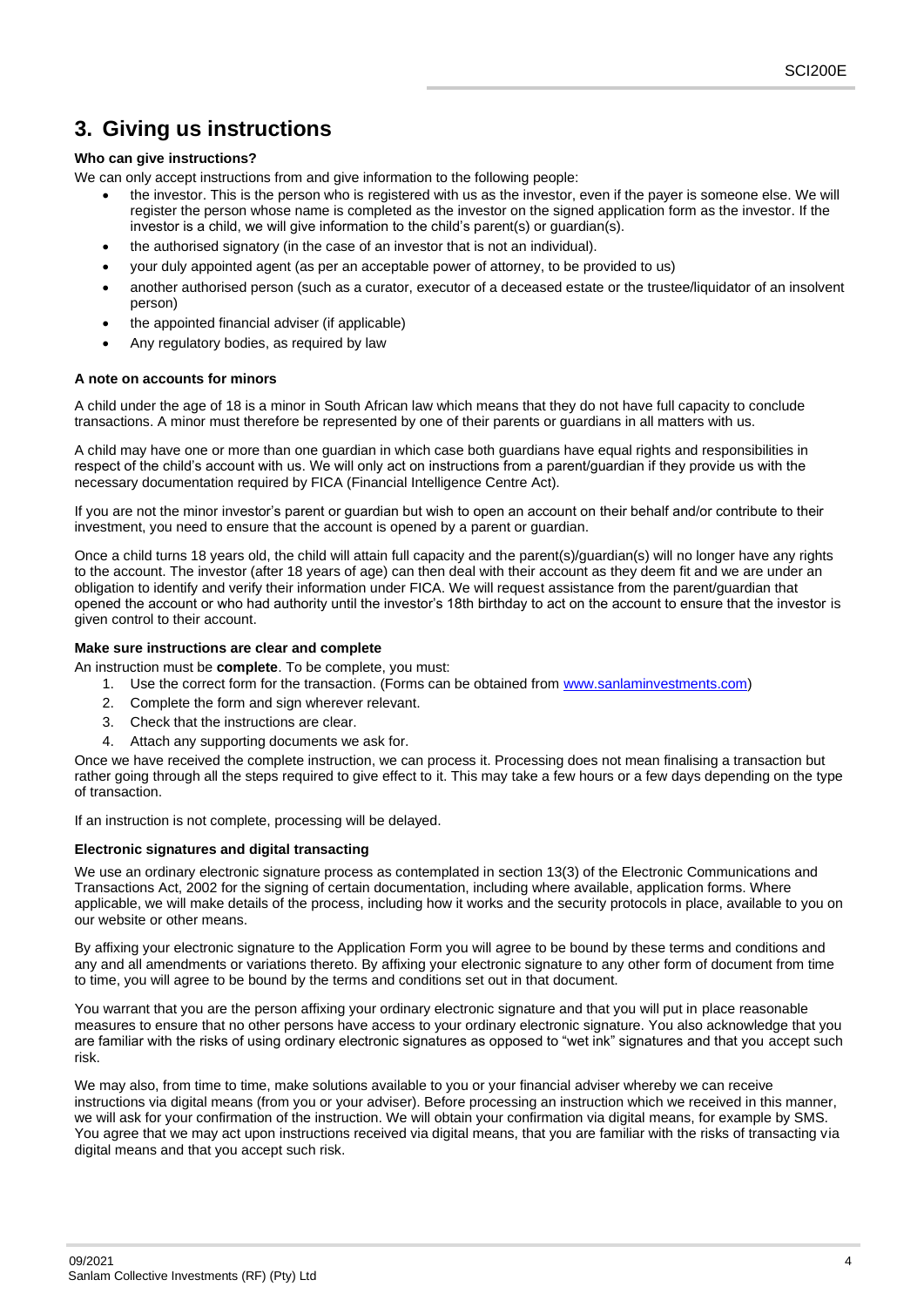# 3. Giving us instructions

**Who can give instructions?**

We can only accept instructions from and give information to the following people:

- the investor. This is the person who is registered with us as the investor, even if the payer is someone else. We will register the person whose name is completed as the investor on the signed application form as the investor. If the investor is a child, we will give information to the child's parent(s) or guardian(s).
- the authorised signatory (in the case of an investor that is not an individual).
- your duly appointed agent (as per an acceptable power of attorney, to be provided to us)
- another authorised person (such as a curator, executor of a deceased estate or the trustee/liquidator of an insolvent person)
- the appointed financial adviser (if applicable)
- Any regulatory bodies, as required by law

**A note on accounts for minors**

A child under the age of 18 is a minor in South African law which means that they do not have full capacity to conclude transactions. A minor must therefore be represented by one of their parents or guardians in all matters with us.

A child may have one or more than one guardian in which case both guardians have equal rights and responsibilities in respect of the child's account with us. We will only act on instructions from a parent/guardian if they provide us with the necessary documentation required by FICA (Financial Intelligence Centre Act).

If you are not the minor investor's parent or guardian but wish to open an account on their behalf and/or contribute to their investment, you need to ensure that the account is opened by a parent or guardian.

Once a child turns 18 years old, the child will attain full capacity and the parent(s)/guardian(s) will no longer have any rights to the account. The investor (after 18 years of age) can then deal with their account as they deem fit and we are under an obligation to identify and verify their information under FICA. We will request assistance from the parent/guardian that opened the account or who had authority until the investor's 18th birthday to act on the account to ensure that the investor is given control to their account.

**Make sure instructions are clear and complete**

An instruction must be **complete**. To be complete, you must:

1. Use the correct form for the transaction. (Forms can be obtained from www.sanlaminvestments.com)
2. Complete the form and sign wherever relevant.
3. Check that the instructions are clear.
4. Attach any supporting documents we ask for.

Once we have received the complete instruction, we can process it. Processing does not mean finalising a transaction but rather going through all the steps required to give effect to it. This may take a few hours or a few days depending on the type of transaction.

If an instruction is not complete, processing will be delayed.

**Electronic signatures and digital transacting**

We use an ordinary electronic signature process as contemplated in section 13(3) of the Electronic Communications and Transactions Act, 2002 for the signing of certain documentation, including where available, application forms. Where applicable, we will make details of the process, including how it works and the security protocols in place, available to you on our website or other means.

By affixing your electronic signature to the Application Form you will agree to be bound by these terms and conditions and any and all amendments or variations thereto. By affixing your electronic signature to any other form of document from time to time, you will agree to be bound by the terms and conditions set out in that document.

You warrant that you are the person affixing your ordinary electronic signature and that you will put in place reasonable measures to ensure that no other persons have access to your ordinary electronic signature. You also acknowledge that you are familiar with the risks of using ordinary electronic signatures as opposed to "wet ink" signatures and that you accept such risk.

We may also, from time to time, make solutions available to you or your financial adviser whereby we can receive instructions via digital means (from you or your adviser). Before processing an instruction which we received in this manner, we will ask for your confirmation of the instruction. We will obtain your confirmation via digital means, for example by SMS. You agree that we may act upon instructions received via digital means, that you are familiar with the risks of transacting via digital means and that you accept such risk.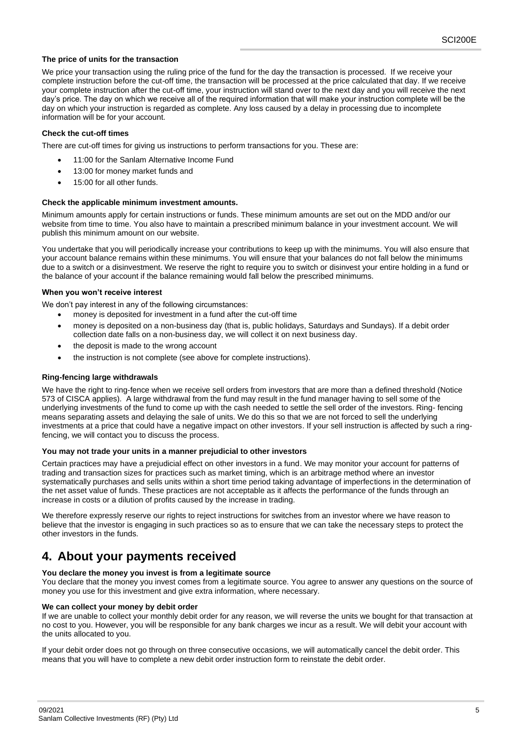#### The price of units for the transaction

We price your transaction using the ruling price of the fund for the day the transaction is processed. If we receive your complete instruction before the cut-off time, the transaction will be processed at the price calculated that day. If we receive your complete instruction after the cut-off time, your instruction will stand over to the next day and you will receive the next day's price. The day on which we receive all of the required information that will make your instruction complete will be the day on which your instruction is regarded as complete. Any loss caused by a delay in processing due to incomplete information will be for your account.

#### Check the cut-off times

There are cut-off times for giving us instructions to perform transactions for you. These are:

- 11:00 for the Sanlam Alternative Income Fund
- 13:00 for money market funds and
- 15:00 for all other funds.

#### Check the applicable minimum investment amounts.

Minimum amounts apply for certain instructions or funds. These minimum amounts are set out on the MDD and/or our website from time to time. You also have to maintain a prescribed minimum balance in your investment account. We will publish this minimum amount on our website.

You undertake that you will periodically increase your contributions to keep up with the minimums. You will also ensure that your account balance remains within these minimums. You will ensure that your balances do not fall below the minimums due to a switch or a disinvestment. We reserve the right to require you to switch or disinvest your entire holding in a fund or the balance of your account if the balance remaining would fall below the prescribed minimums.

#### When you won't receive interest

We don't pay interest in any of the following circumstances:

- money is deposited for investment in a fund after the cut-off time
- money is deposited on a non-business day (that is, public holidays, Saturdays and Sundays). If a debit order collection date falls on a non-business day, we will collect it on next business day.
- the deposit is made to the wrong account
- the instruction is not complete (see above for complete instructions).

#### Ring-fencing large withdrawals

We have the right to ring-fence when we receive sell orders from investors that are more than a defined threshold (Notice 573 of CISCA applies). A large withdrawal from the fund may result in the fund manager having to sell some of the underlying investments of the fund to come up with the cash needed to settle the sell order of the investors. Ring- fencing means separating assets and delaying the sale of units. We do this so that we are not forced to sell the underlying investments at a price that could have a negative impact on other investors. If your sell instruction is affected by such a ring-fencing, we will contact you to discuss the process.

#### You may not trade your units in a manner prejudicial to other investors

Certain practices may have a prejudicial effect on other investors in a fund. We may monitor your account for patterns of trading and transaction sizes for practices such as market timing, which is an arbitrage method where an investor systematically purchases and sells units within a short time period taking advantage of imperfections in the determination of the net asset value of funds. These practices are not acceptable as it affects the performance of the funds through an increase in costs or a dilution of profits caused by the increase in trading.

We therefore expressly reserve our rights to reject instructions for switches from an investor where we have reason to believe that the investor is engaging in such practices so as to ensure that we can take the necessary steps to protect the other investors in the funds.

## 4. About your payments received

#### You declare the money you invest is from a legitimate source

You declare that the money you invest comes from a legitimate source. You agree to answer any questions on the source of money you use for this investment and give extra information, where necessary.

#### We can collect your money by debit order

If we are unable to collect your monthly debit order for any reason, we will reverse the units we bought for that transaction at no cost to you. However, you will be responsible for any bank charges we incur as a result. We will debit your account with the units allocated to you.

If your debit order does not go through on three consecutive occasions, we will automatically cancel the debit order. This means that you will have to complete a new debit order instruction form to reinstate the debit order.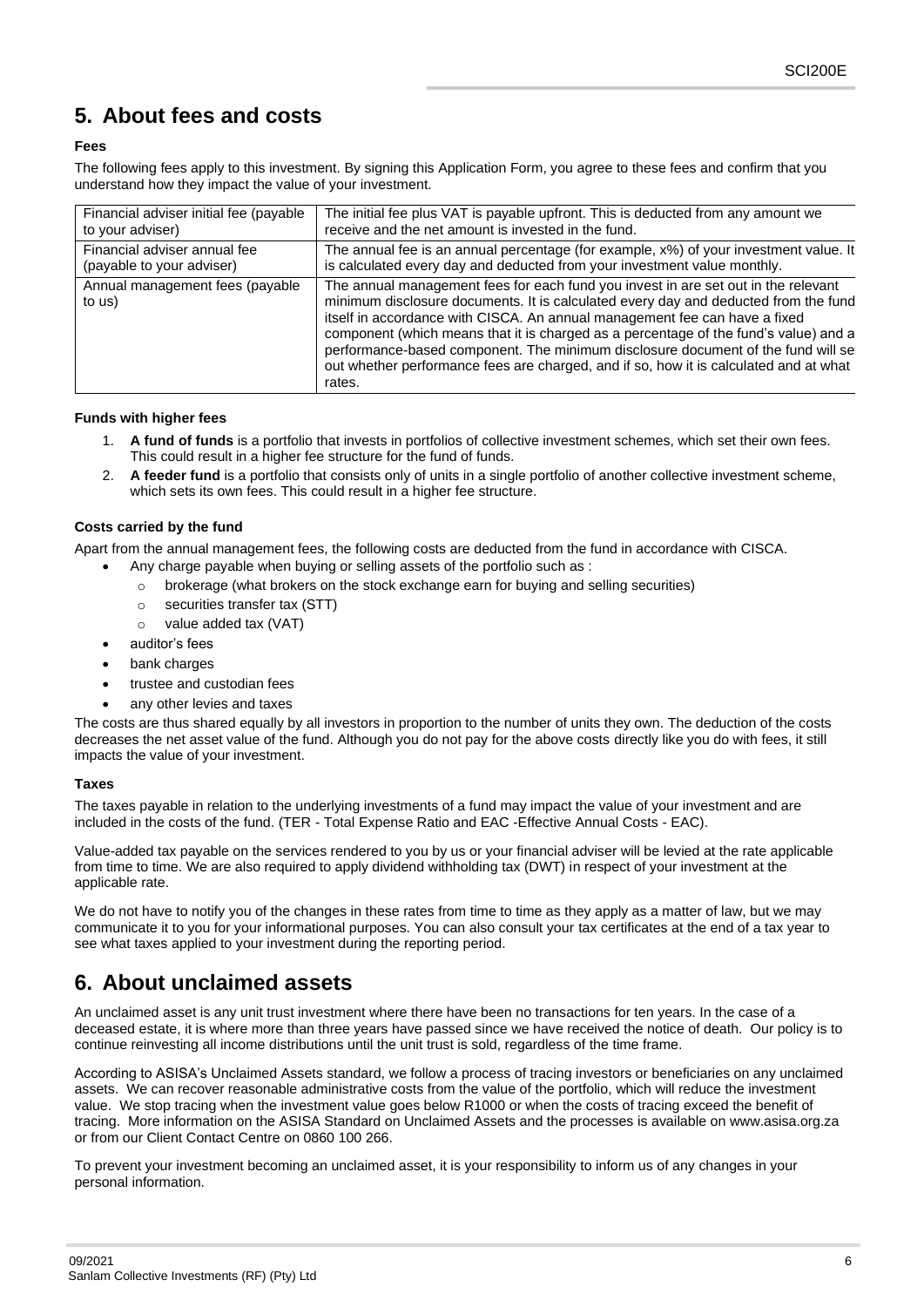# 5. About fees and costs

**Fees**

The following fees apply to this investment. By signing this Application Form, you agree to these fees and confirm that you understand how they impact the value of your investment.

| | |
|---|---|
| Financial adviser initial fee (payable to your adviser) | The initial fee plus VAT is payable upfront. This is deducted from any amount we receive and the net amount is invested in the fund. |
| Financial adviser annual fee (payable to your adviser) | The annual fee is an annual percentage (for example, x%) of your investment value. It is calculated every day and deducted from your investment value monthly. |
| Annual management fees (payable to us) | The annual management fees for each fund you invest in are set out in the relevant minimum disclosure documents. It is calculated every day and deducted from the fund itself in accordance with CISCA. An annual management fee can have a fixed component (which means that it is charged as a percentage of the fund's value) and a performance-based component. The minimum disclosure document of the fund will se out whether performance fees are charged, and if so, how it is calculated and at what rates. |

**Funds with higher fees**

1. **A fund of funds** is a portfolio that invests in portfolios of collective investment schemes, which set their own fees. This could result in a higher fee structure for the fund of funds.
2. **A feeder fund** is a portfolio that consists only of units in a single portfolio of another collective investment scheme, which sets its own fees. This could result in a higher fee structure.

**Costs carried by the fund**

Apart from the annual management fees, the following costs are deducted from the fund in accordance with CISCA.

- Any charge payable when buying or selling assets of the portfolio such as :
  - brokerage (what brokers on the stock exchange earn for buying and selling securities)
  - securities transfer tax (STT)
  - value added tax (VAT)
- auditor's fees
- bank charges
- trustee and custodian fees
- any other levies and taxes

The costs are thus shared equally by all investors in proportion to the number of units they own. The deduction of the costs decreases the net asset value of the fund. Although you do not pay for the above costs directly like you do with fees, it still impacts the value of your investment.

**Taxes**

The taxes payable in relation to the underlying investments of a fund may impact the value of your investment and are included in the costs of the fund. (TER - Total Expense Ratio and EAC -Effective Annual Costs - EAC).

Value-added tax payable on the services rendered to you by us or your financial adviser will be levied at the rate applicable from time to time. We are also required to apply dividend withholding tax (DWT) in respect of your investment at the applicable rate.

We do not have to notify you of the changes in these rates from time to time as they apply as a matter of law, but we may communicate it to you for your informational purposes. You can also consult your tax certificates at the end of a tax year to see what taxes applied to your investment during the reporting period.

# 6. About unclaimed assets

An unclaimed asset is any unit trust investment where there have been no transactions for ten years. In the case of a deceased estate, it is where more than three years have passed since we have received the notice of death. Our policy is to continue reinvesting all income distributions until the unit trust is sold, regardless of the time frame.

According to ASISA's Unclaimed Assets standard, we follow a process of tracing investors or beneficiaries on any unclaimed assets. We can recover reasonable administrative costs from the value of the portfolio, which will reduce the investment value. We stop tracing when the investment value goes below R1000 or when the costs of tracing exceed the benefit of tracing. More information on the ASISA Standard on Unclaimed Assets and the processes is available on www.asisa.org.za or from our Client Contact Centre on 0860 100 266.

To prevent your investment becoming an unclaimed asset, it is your responsibility to inform us of any changes in your personal information.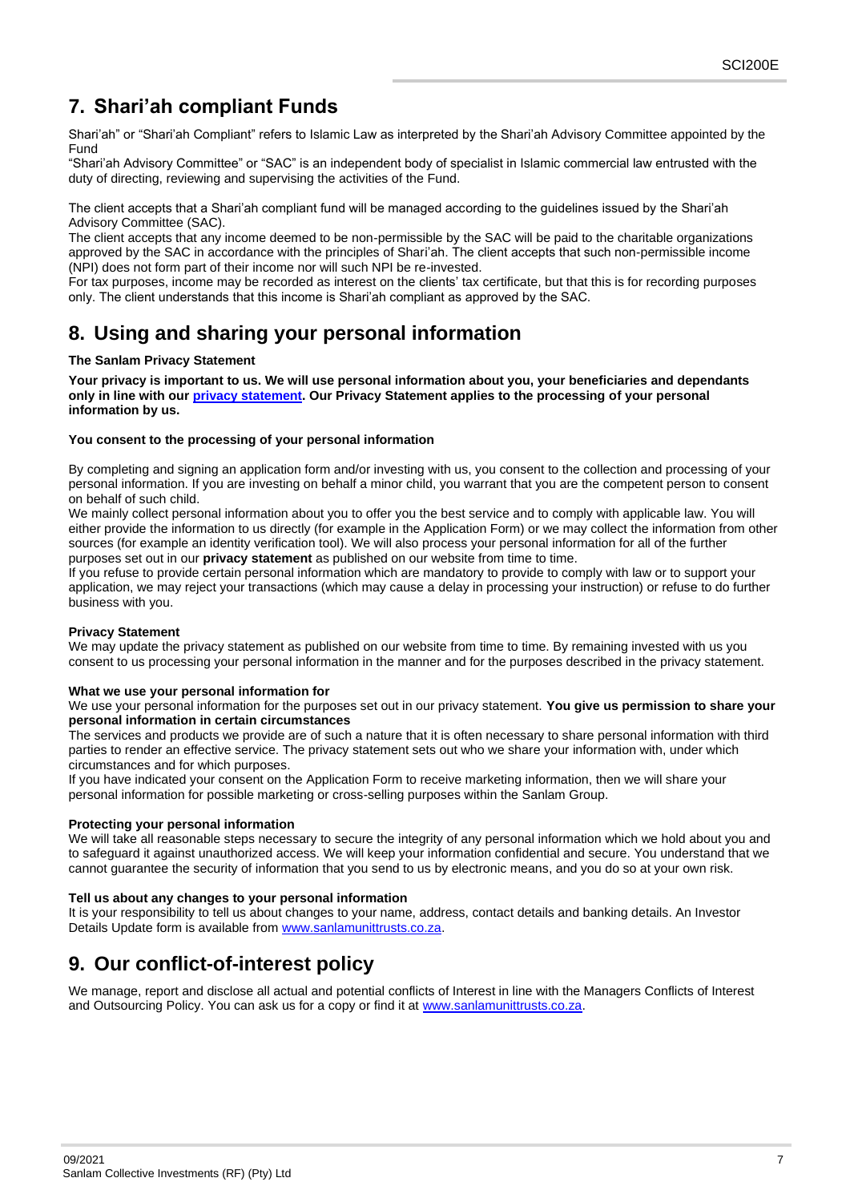## 7. Shari'ah compliant Funds

Shari'ah" or "Shari'ah Compliant" refers to Islamic Law as interpreted by the Shari'ah Advisory Committee appointed by the Fund
"Shari'ah Advisory Committee" or "SAC" is an independent body of specialist in Islamic commercial law entrusted with the duty of directing, reviewing and supervising the activities of the Fund.

The client accepts that a Shari'ah compliant fund will be managed according to the guidelines issued by the Shari'ah Advisory Committee (SAC).
The client accepts that any income deemed to be non-permissible by the SAC will be paid to the charitable organizations approved by the SAC in accordance with the principles of Shari'ah. The client accepts that such non-permissible income (NPI) does not form part of their income nor will such NPI be re-invested.
For tax purposes, income may be recorded as interest on the clients' tax certificate, but that this is for recording purposes only. The client understands that this income is Shari'ah compliant as approved by the SAC.

## 8. Using and sharing your personal information

**The Sanlam Privacy Statement**

**Your privacy is important to us. We will use personal information about you, your beneficiaries and dependants only in line with our privacy statement. Our Privacy Statement applies to the processing of your personal information by us.**

**You consent to the processing of your personal information**

By completing and signing an application form and/or investing with us, you consent to the collection and processing of your personal information. If you are investing on behalf a minor child, you warrant that you are the competent person to consent on behalf of such child.
We mainly collect personal information about you to offer you the best service and to comply with applicable law. You will either provide the information to us directly (for example in the Application Form) or we may collect the information from other sources (for example an identity verification tool). We will also process your personal information for all of the further purposes set out in our **privacy statement** as published on our website from time to time.
If you refuse to provide certain personal information which are mandatory to provide to comply with law or to support your application, we may reject your transactions (which may cause a delay in processing your instruction) or refuse to do further business with you.

**Privacy Statement**
We may update the privacy statement as published on our website from time to time. By remaining invested with us you consent to us processing your personal information in the manner and for the purposes described in the privacy statement.

**What we use your personal information for**
We use your personal information for the purposes set out in our privacy statement. **You give us permission to share your personal information in certain circumstances**
The services and products we provide are of such a nature that it is often necessary to share personal information with third parties to render an effective service. The privacy statement sets out who we share your information with, under which circumstances and for which purposes.
If you have indicated your consent on the Application Form to receive marketing information, then we will share your personal information for possible marketing or cross-selling purposes within the Sanlam Group.

**Protecting your personal information**
We will take all reasonable steps necessary to secure the integrity of any personal information which we hold about you and to safeguard it against unauthorized access. We will keep your information confidential and secure. You understand that we cannot guarantee the security of information that you send to us by electronic means, and you do so at your own risk.

**Tell us about any changes to your personal information**
It is your responsibility to tell us about changes to your name, address, contact details and banking details. An Investor Details Update form is available from www.sanlamunittrusts.co.za.

## 9. Our conflict-of-interest policy

We manage, report and disclose all actual and potential conflicts of Interest in line with the Managers Conflicts of Interest and Outsourcing Policy. You can ask us for a copy or find it at www.sanlamunittrusts.co.za.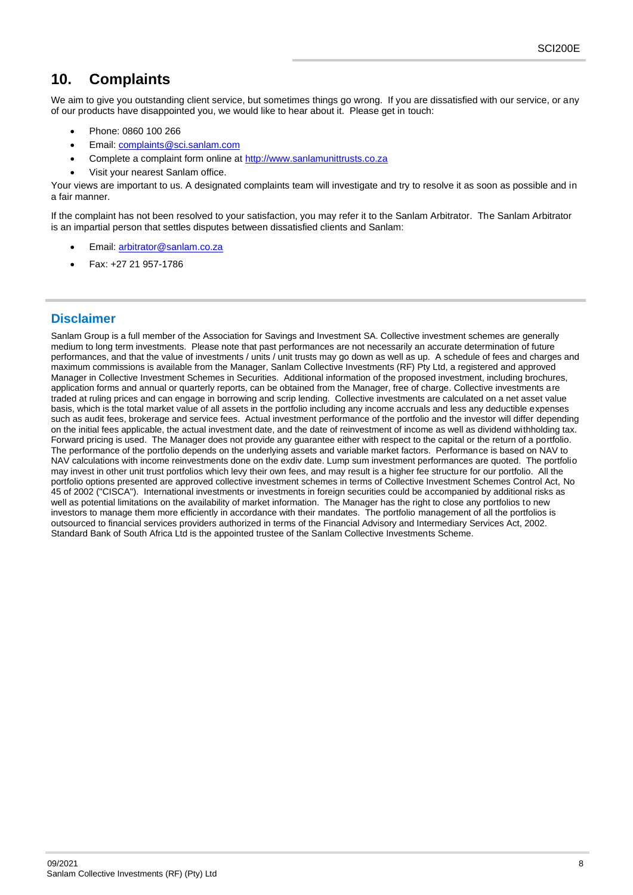## 10. Complaints

We aim to give you outstanding client service, but sometimes things go wrong. If you are dissatisfied with our service, or any of our products have disappointed you, we would like to hear about it. Please get in touch:

- Phone: 0860 100 266
- Email: complaints@sci.sanlam.com
- Complete a complaint form online at http://www.sanlamunittrusts.co.za
- Visit your nearest Sanlam office.

Your views are important to us. A designated complaints team will investigate and try to resolve it as soon as possible and in a fair manner.

If the complaint has not been resolved to your satisfaction, you may refer it to the Sanlam Arbitrator. The Sanlam Arbitrator is an impartial person that settles disputes between dissatisfied clients and Sanlam:

- Email: arbitrator@sanlam.co.za
- Fax: +27 21 957-1786

## Disclaimer

Sanlam Group is a full member of the Association for Savings and Investment SA. Collective investment schemes are generally medium to long term investments. Please note that past performances are not necessarily an accurate determination of future performances, and that the value of investments / units / unit trusts may go down as well as up. A schedule of fees and charges and maximum commissions is available from the Manager, Sanlam Collective Investments (RF) Pty Ltd, a registered and approved Manager in Collective Investment Schemes in Securities. Additional information of the proposed investment, including brochures, application forms and annual or quarterly reports, can be obtained from the Manager, free of charge. Collective investments are traded at ruling prices and can engage in borrowing and scrip lending. Collective investments are calculated on a net asset value basis, which is the total market value of all assets in the portfolio including any income accruals and less any deductible expenses such as audit fees, brokerage and service fees. Actual investment performance of the portfolio and the investor will differ depending on the initial fees applicable, the actual investment date, and the date of reinvestment of income as well as dividend withholding tax. Forward pricing is used. The Manager does not provide any guarantee either with respect to the capital or the return of a portfolio. The performance of the portfolio depends on the underlying assets and variable market factors. Performance is based on NAV to NAV calculations with income reinvestments done on the exdiv date. Lump sum investment performances are quoted. The portfolio may invest in other unit trust portfolios which levy their own fees, and may result is a higher fee structure for our portfolio. All the portfolio options presented are approved collective investment schemes in terms of Collective Investment Schemes Control Act, No 45 of 2002 ("CISCA"). International investments or investments in foreign securities could be accompanied by additional risks as well as potential limitations on the availability of market information. The Manager has the right to close any portfolios to new investors to manage them more efficiently in accordance with their mandates. The portfolio management of all the portfolios is outsourced to financial services providers authorized in terms of the Financial Advisory and Intermediary Services Act, 2002. Standard Bank of South Africa Ltd is the appointed trustee of the Sanlam Collective Investments Scheme.